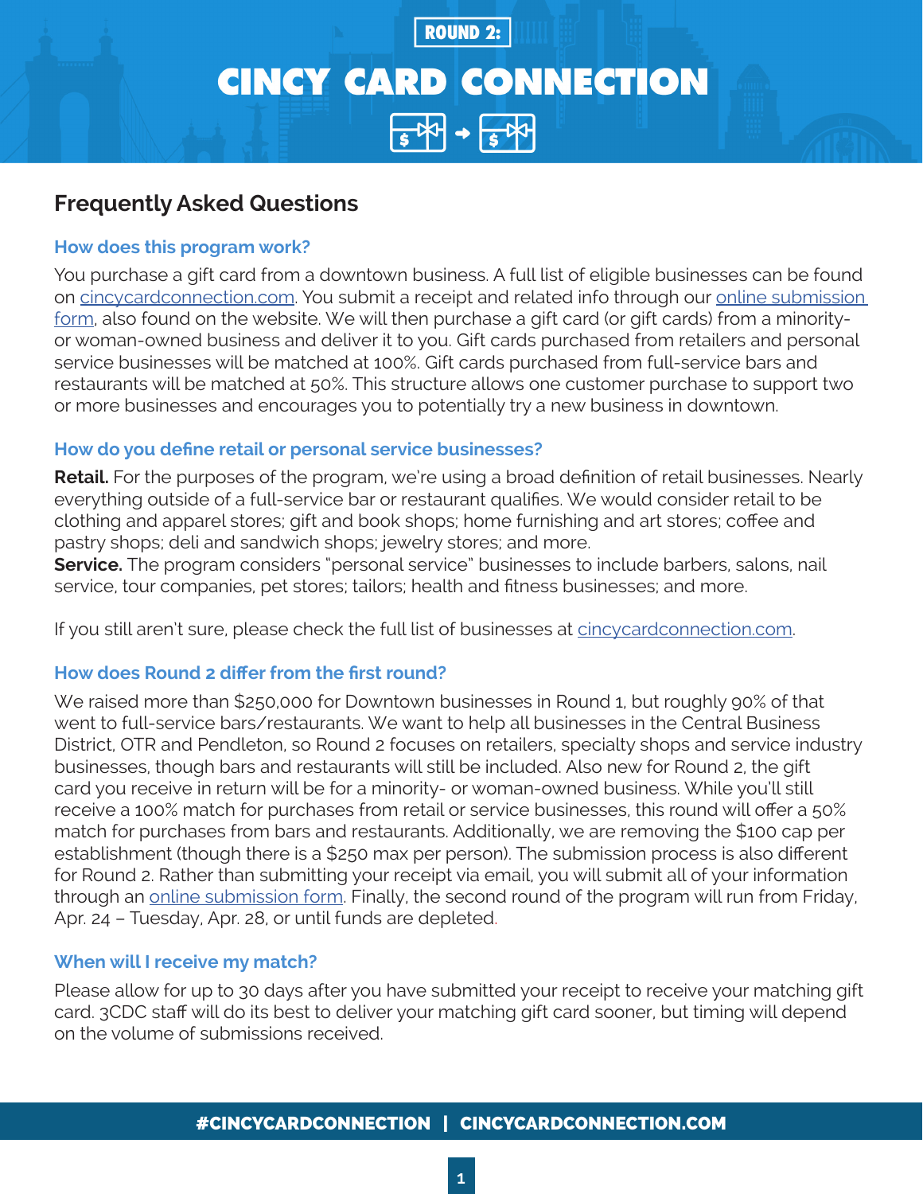ROUND 2:

# CINCY CARD CONNECTION

## Frequently Asked Questions

### How does this program work?

You purchase a gift card from a downtown business. A full list of eligible businesses can be found on cincycardconnection.com. You submit a receipt and related info through our online submission form, also found on the website. We will then purchase a gift card (or gift cards) from a minority- or woman-owned business and deliver it to you. Gift cards purchased from retailers and personal service businesses will be matched at 100%. Gift cards purchased from full-service bars and restaurants will be matched at 50%. This structure allows one customer purchase to support two or more businesses and encourages you to potentially try a new business in downtown.

### How do you define retail or personal service businesses?

**Retail.** For the purposes of the program, we're using a broad definition of retail businesses. Nearly everything outside of a full-service bar or restaurant qualifies. We would consider retail to be clothing and apparel stores; gift and book shops; home furnishing and art stores; coffee and pastry shops; deli and sandwich shops; jewelry stores; and more.
**Service.** The program considers "personal service" businesses to include barbers, salons, nail service, tour companies, pet stores; tailors; health and fitness businesses; and more.

If you still aren't sure, please check the full list of businesses at cincycardconnection.com.

### How does Round 2 differ from the first round?

We raised more than $250,000 for Downtown businesses in Round 1, but roughly 90% of that went to full-service bars/restaurants. We want to help all businesses in the Central Business District, OTR and Pendleton, so Round 2 focuses on retailers, specialty shops and service industry businesses, though bars and restaurants will still be included. Also new for Round 2, the gift card you receive in return will be for a minority- or woman-owned business. While you'll still receive a 100% match for purchases from retail or service businesses, this round will offer a 50% match for purchases from bars and restaurants. Additionally, we are removing the $100 cap per establishment (though there is a $250 max per person). The submission process is also different for Round 2. Rather than submitting your receipt via email, you will submit all of your information through an online submission form. Finally, the second round of the program will run from Friday, Apr. 24 – Tuesday, Apr. 28, or until funds are depleted.

### When will I receive my match?

Please allow for up to 30 days after you have submitted your receipt to receive your matching gift card. 3CDC staff will do its best to deliver your matching gift card sooner, but timing will depend on the volume of submissions received.

#CINCYCARDCONNECTION | CINCYCARDCONNECTION.COM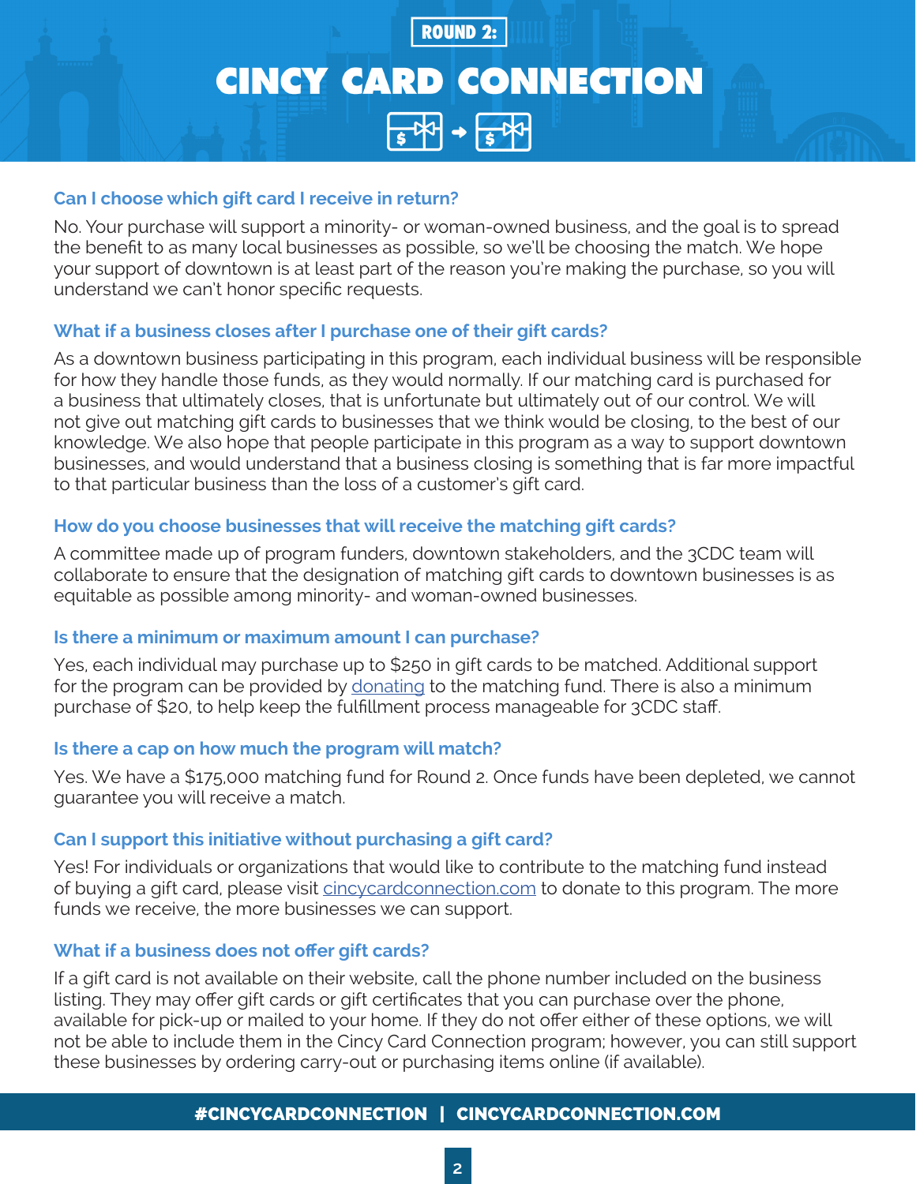ROUND 2:

# CINCY CARD CONNECTION

### Can I choose which gift card I receive in return?

No. Your purchase will support a minority- or woman-owned business, and the goal is to spread the benefit to as many local businesses as possible, so we'll be choosing the match. We hope your support of downtown is at least part of the reason you're making the purchase, so you will understand we can't honor specific requests.

### What if a business closes after I purchase one of their gift cards?

As a downtown business participating in this program, each individual business will be responsible for how they handle those funds, as they would normally. If our matching card is purchased for a business that ultimately closes, that is unfortunate but ultimately out of our control. We will not give out matching gift cards to businesses that we think would be closing, to the best of our knowledge. We also hope that people participate in this program as a way to support downtown businesses, and would understand that a business closing is something that is far more impactful to that particular business than the loss of a customer's gift card.

### How do you choose businesses that will receive the matching gift cards?

A committee made up of program funders, downtown stakeholders, and the 3CDC team will collaborate to ensure that the designation of matching gift cards to downtown businesses is as equitable as possible among minority- and woman-owned businesses.

### Is there a minimum or maximum amount I can purchase?

Yes, each individual may purchase up to $250 in gift cards to be matched. Additional support for the program can be provided by donating to the matching fund. There is also a minimum purchase of $20, to help keep the fulfillment process manageable for 3CDC staff.

### Is there a cap on how much the program will match?

Yes. We have a $175,000 matching fund for Round 2. Once funds have been depleted, we cannot guarantee you will receive a match.

### Can I support this initiative without purchasing a gift card?

Yes! For individuals or organizations that would like to contribute to the matching fund instead of buying a gift card, please visit cincycardconnection.com to donate to this program. The more funds we receive, the more businesses we can support.

### What if a business does not offer gift cards?

If a gift card is not available on their website, call the phone number included on the business listing. They may offer gift cards or gift certificates that you can purchase over the phone, available for pick-up or mailed to your home. If they do not offer either of these options, we will not be able to include them in the Cincy Card Connection program; however, you can still support these businesses by ordering carry-out or purchasing items online (if available).

**#CINCYCARDCONNECTION | CINCYCARDCONNECTION.COM**